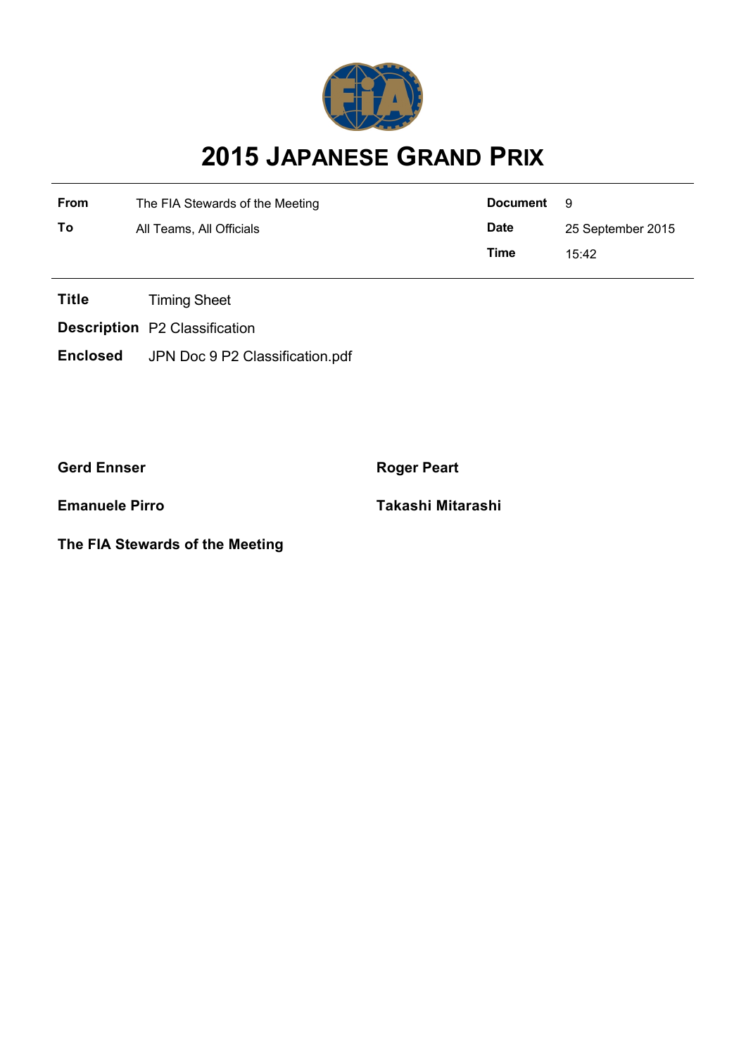# 2015 JAPANESE GRAND PRIX

| | | | |
|---|---|---|---|
| **From** | The FIA Stewards of the Meeting | **Document** | 9 |
| **To** | All Teams, All Officials | **Date** | 25 September 2015 |
| | | **Time** | 15:42 |

**Title** Timing Sheet

**Description** P2 Classification

**Enclosed** JPN Doc 9 P2 Classification.pdf

**Gerd Ennser**

**Roger Peart**

**Emanuele Pirro**

**Takashi Mitarashi**

**The FIA Stewards of the Meeting**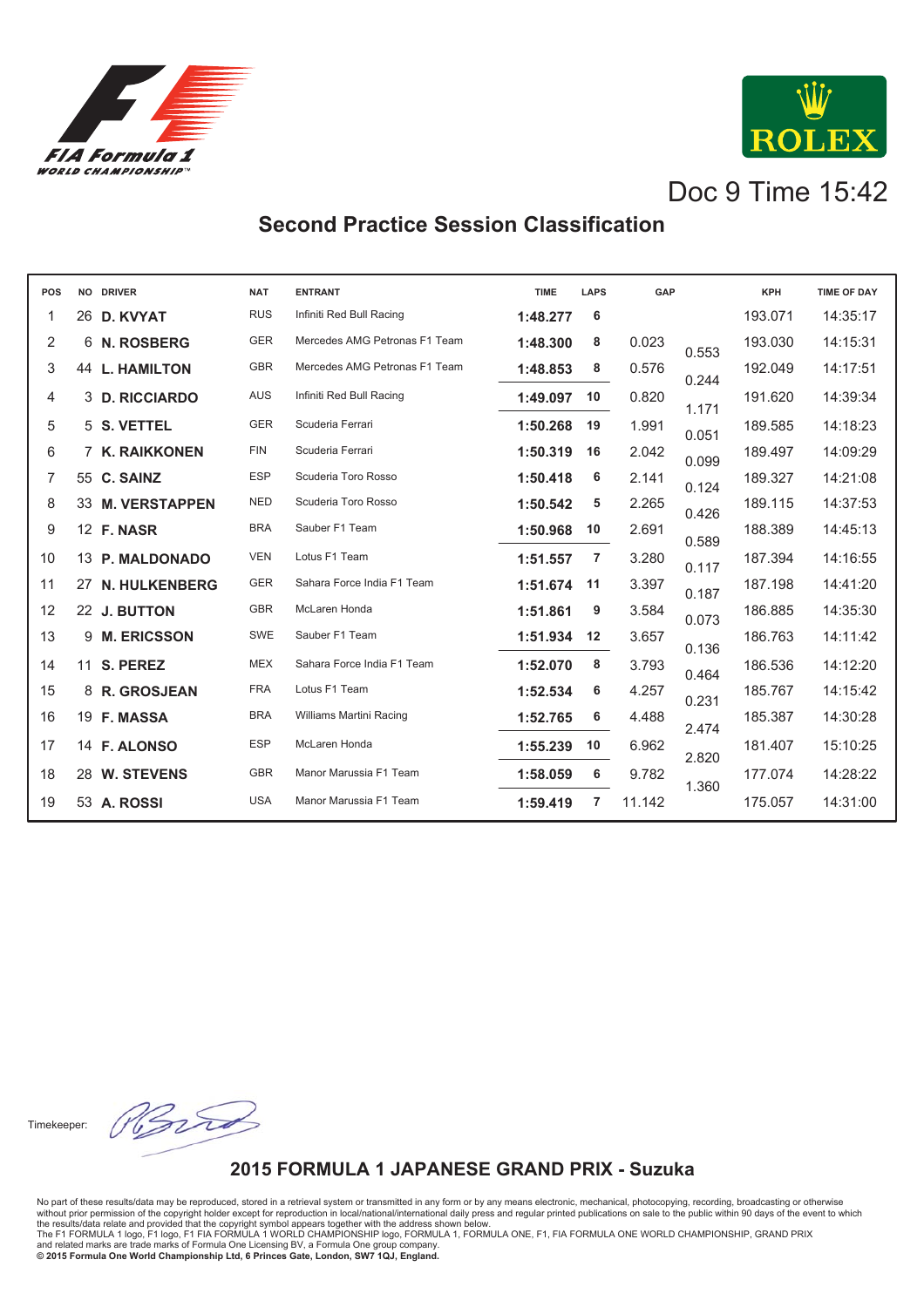Doc 9 Time 15:42

## Second Practice Session Classification

| POS | NO | DRIVER | NAT | ENTRANT | TIME | LAPS | GAP | | KPH | TIME OF DAY |
|---|---|---|---|---|---|---|---|---|---|---|
| 1 | 26 | **D. KVYAT** | RUS | Infiniti Red Bull Racing | **1:48.277** | **6** | | | 193.071 | 14:35:17 |
| 2 | 6 | **N. ROSBERG** | GER | Mercedes AMG Petronas F1 Team | **1:48.300** | **8** | 0.023 | 0.553 | 193.030 | 14:15:31 |
| 3 | 44 | **L. HAMILTON** | GBR | Mercedes AMG Petronas F1 Team | **1:48.853** | **8** | 0.576 | 0.244 | 192.049 | 14:17:51 |
| 4 | 3 | **D. RICCIARDO** | AUS | Infiniti Red Bull Racing | **1:49.097** | **10** | 0.820 | 1.171 | 191.620 | 14:39:34 |
| 5 | 5 | **S. VETTEL** | GER | Scuderia Ferrari | **1:50.268** | **19** | 1.991 | 0.051 | 189.585 | 14:18:23 |
| 6 | 7 | **K. RAIKKONEN** | FIN | Scuderia Ferrari | **1:50.319** | **16** | 2.042 | 0.099 | 189.497 | 14:09:29 |
| 7 | 55 | **C. SAINZ** | ESP | Scuderia Toro Rosso | **1:50.418** | **6** | 2.141 | 0.124 | 189.327 | 14:21:08 |
| 8 | 33 | **M. VERSTAPPEN** | NED | Scuderia Toro Rosso | **1:50.542** | **5** | 2.265 | 0.426 | 189.115 | 14:37:53 |
| 9 | 12 | **F. NASR** | BRA | Sauber F1 Team | **1:50.968** | **10** | 2.691 | 0.589 | 188.389 | 14:45:13 |
| 10 | 13 | **P. MALDONADO** | VEN | Lotus F1 Team | **1:51.557** | **7** | 3.280 | 0.117 | 187.394 | 14:16:55 |
| 11 | 27 | **N. HULKENBERG** | GER | Sahara Force India F1 Team | **1:51.674** | **11** | 3.397 | 0.187 | 187.198 | 14:41:20 |
| 12 | 22 | **J. BUTTON** | GBR | McLaren Honda | **1:51.861** | **9** | 3.584 | 0.073 | 186.885 | 14:35:30 |
| 13 | 9 | **M. ERICSSON** | SWE | Sauber F1 Team | **1:51.934** | **12** | 3.657 | 0.136 | 186.763 | 14:11:42 |
| 14 | 11 | **S. PEREZ** | MEX | Sahara Force India F1 Team | **1:52.070** | **8** | 3.793 | 0.464 | 186.536 | 14:12:20 |
| 15 | 8 | **R. GROSJEAN** | FRA | Lotus F1 Team | **1:52.534** | **6** | 4.257 | 0.231 | 185.767 | 14:15:42 |
| 16 | 19 | **F. MASSA** | BRA | Williams Martini Racing | **1:52.765** | **6** | 4.488 | 2.474 | 185.387 | 14:30:28 |
| 17 | 14 | **F. ALONSO** | ESP | McLaren Honda | **1:55.239** | **10** | 6.962 | 2.820 | 181.407 | 15:10:25 |
| 18 | 28 | **W. STEVENS** | GBR | Manor Marussia F1 Team | **1:58.059** | **6** | 9.782 | 1.360 | 177.074 | 14:28:22 |
| 19 | 53 | **A. ROSSI** | USA | Manor Marussia F1 Team | **1:59.419** | **7** | 11.142 | | 175.057 | 14:31:00 |

Timekeeper:

## 2015 FORMULA 1 JAPANESE GRAND PRIX - Suzuka

No part of these results/data may be reproduced, stored in a retrieval system or transmitted in any form or by any means electronic, mechanical, photocopying, recording, broadcasting or otherwise without prior permission of the copyright holder except for reproduction in local/national/international daily press and regular printed publications on sale to the public within 90 days of the event to which the results/data relate and provided that the copyright symbol appears together with the address shown below.
The F1 FORMULA 1 logo, F1 logo, F1 FIA FORMULA 1 WORLD CHAMPIONSHIP logo, FORMULA 1, FORMULA ONE, F1, FIA FORMULA ONE WORLD CHAMPIONSHIP, GRAND PRIX and related marks are trade marks of Formula One Licensing BV, a Formula One group company.
**© 2015 Formula One World Championship Ltd, 6 Princes Gate, London, SW7 1QJ, England.**